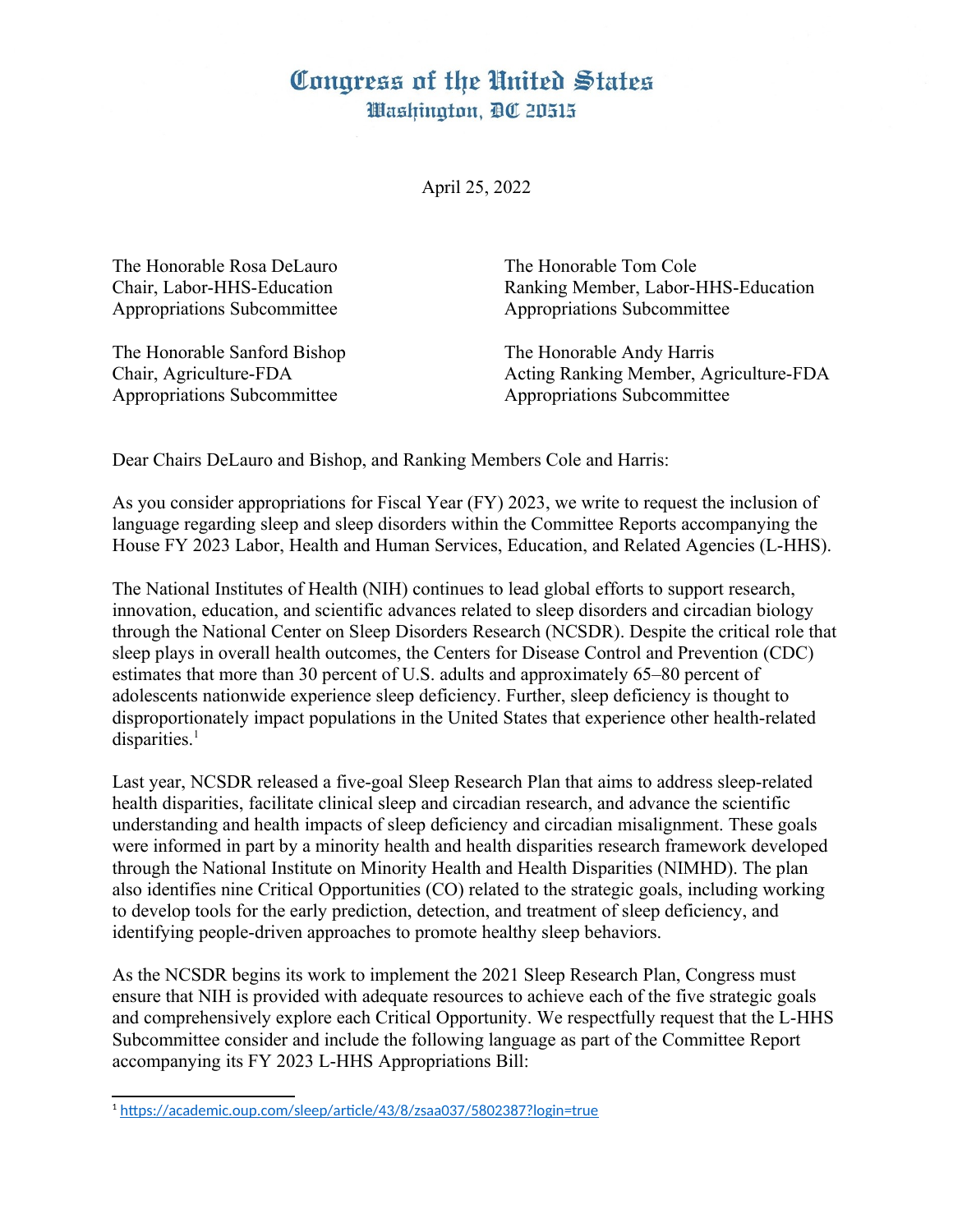# Congress of the United States
## Washington, DC 20515

April 25, 2022

The Honorable Rosa DeLauro
Chair, Labor-HHS-Education
Appropriations Subcommittee

The Honorable Tom Cole
Ranking Member, Labor-HHS-Education
Appropriations Subcommittee

The Honorable Sanford Bishop
Chair, Agriculture-FDA
Appropriations Subcommittee

The Honorable Andy Harris
Acting Ranking Member, Agriculture-FDA
Appropriations Subcommittee

Dear Chairs DeLauro and Bishop, and Ranking Members Cole and Harris:

As you consider appropriations for Fiscal Year (FY) 2023, we write to request the inclusion of language regarding sleep and sleep disorders within the Committee Reports accompanying the House FY 2023 Labor, Health and Human Services, Education, and Related Agencies (L-HHS).

The National Institutes of Health (NIH) continues to lead global efforts to support research, innovation, education, and scientific advances related to sleep disorders and circadian biology through the National Center on Sleep Disorders Research (NCSDR). Despite the critical role that sleep plays in overall health outcomes, the Centers for Disease Control and Prevention (CDC) estimates that more than 30 percent of U.S. adults and approximately 65–80 percent of adolescents nationwide experience sleep deficiency. Further, sleep deficiency is thought to disproportionately impact populations in the United States that experience other health-related disparities.[1]

Last year, NCSDR released a five-goal Sleep Research Plan that aims to address sleep-related health disparities, facilitate clinical sleep and circadian research, and advance the scientific understanding and health impacts of sleep deficiency and circadian misalignment. These goals were informed in part by a minority health and health disparities research framework developed through the National Institute on Minority Health and Health Disparities (NIMHD). The plan also identifies nine Critical Opportunities (CO) related to the strategic goals, including working to develop tools for the early prediction, detection, and treatment of sleep deficiency, and identifying people-driven approaches to promote healthy sleep behaviors.

As the NCSDR begins its work to implement the 2021 Sleep Research Plan, Congress must ensure that NIH is provided with adequate resources to achieve each of the five strategic goals and comprehensively explore each Critical Opportunity. We respectfully request that the L-HHS Subcommittee consider and include the following language as part of the Committee Report accompanying its FY 2023 L-HHS Appropriations Bill:

---

[1] https://academic.oup.com/sleep/article/43/8/zsaa037/5802387?login=true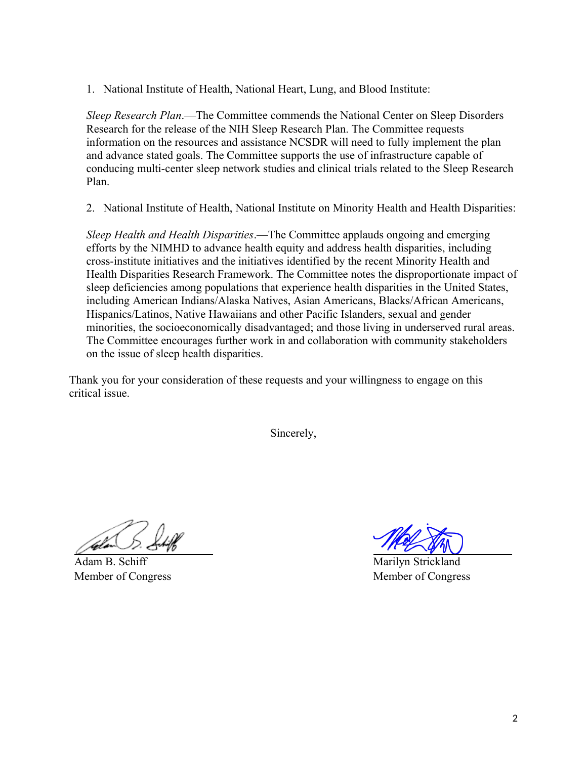1. National Institute of Health, National Heart, Lung, and Blood Institute:

   *Sleep Research Plan*.—The Committee commends the National Center on Sleep Disorders Research for the release of the NIH Sleep Research Plan. The Committee requests information on the resources and assistance NCSDR will need to fully implement the plan and advance stated goals. The Committee supports the use of infrastructure capable of conducing multi-center sleep network studies and clinical trials related to the Sleep Research Plan.

2. National Institute of Health, National Institute on Minority Health and Health Disparities:

   *Sleep Health and Health Disparities*.—The Committee applauds ongoing and emerging efforts by the NIMHD to advance health equity and address health disparities, including cross-institute initiatives and the initiatives identified by the recent Minority Health and Health Disparities Research Framework. The Committee notes the disproportionate impact of sleep deficiencies among populations that experience health disparities in the United States, including American Indians/Alaska Natives, Asian Americans, Blacks/African Americans, Hispanics/Latinos, Native Hawaiians and other Pacific Islanders, sexual and gender minorities, the socioeconomically disadvantaged; and those living in underserved rural areas. The Committee encourages further work in and collaboration with community stakeholders on the issue of sleep health disparities.

Thank you for your consideration of these requests and your willingness to engage on this critical issue.

Sincerely,

Adam B. Schiff
Member of Congress

Marilyn Strickland
Member of Congress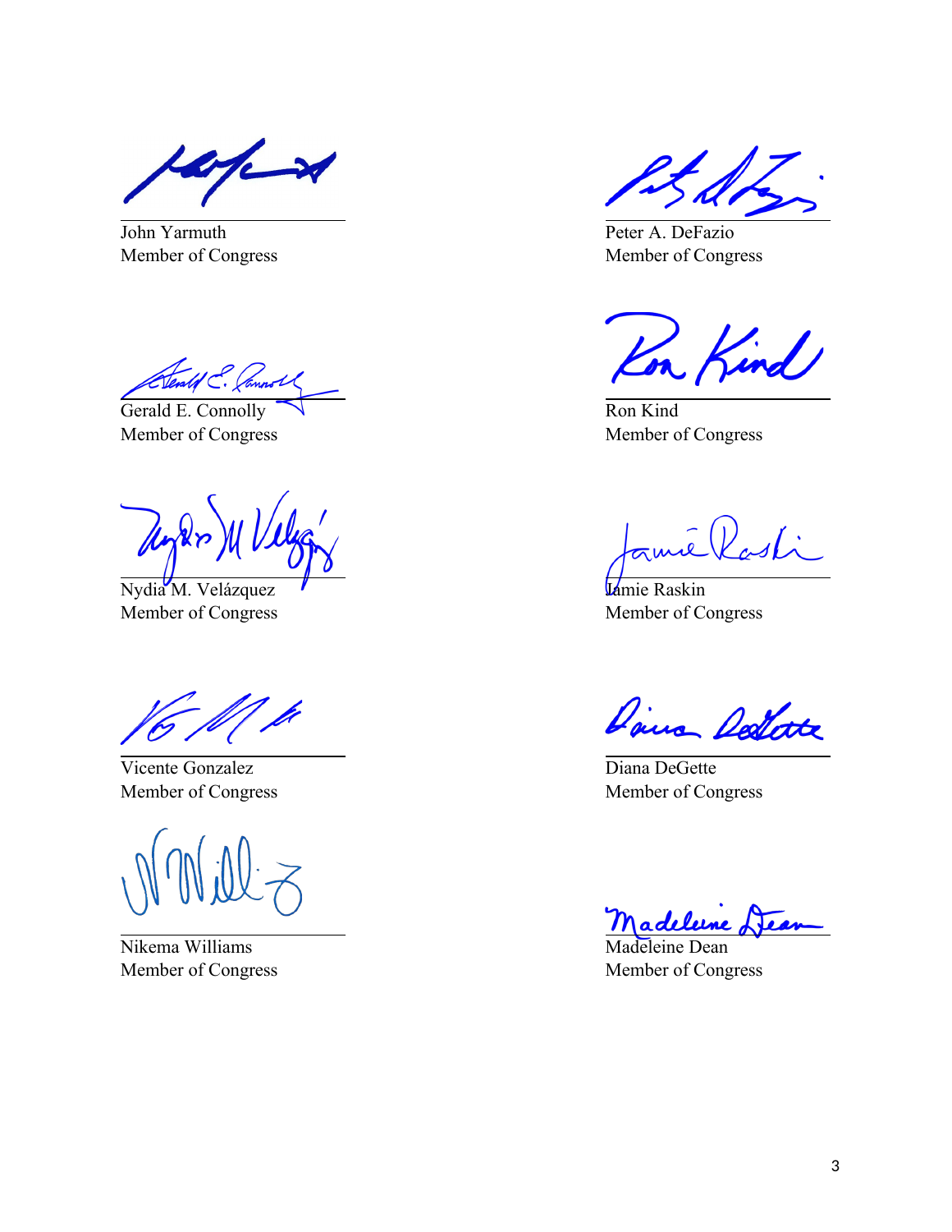John Yarmuth
Member of Congress

Peter A. DeFazio
Member of Congress

Gerald E. Connolly
Member of Congress

Ron Kind
Member of Congress

Nydia M. Velázquez
Member of Congress

Jamie Raskin
Member of Congress

Vicente Gonzalez
Member of Congress

Diana DeGette
Member of Congress

Nikema Williams
Member of Congress

Madeleine Dean
Member of Congress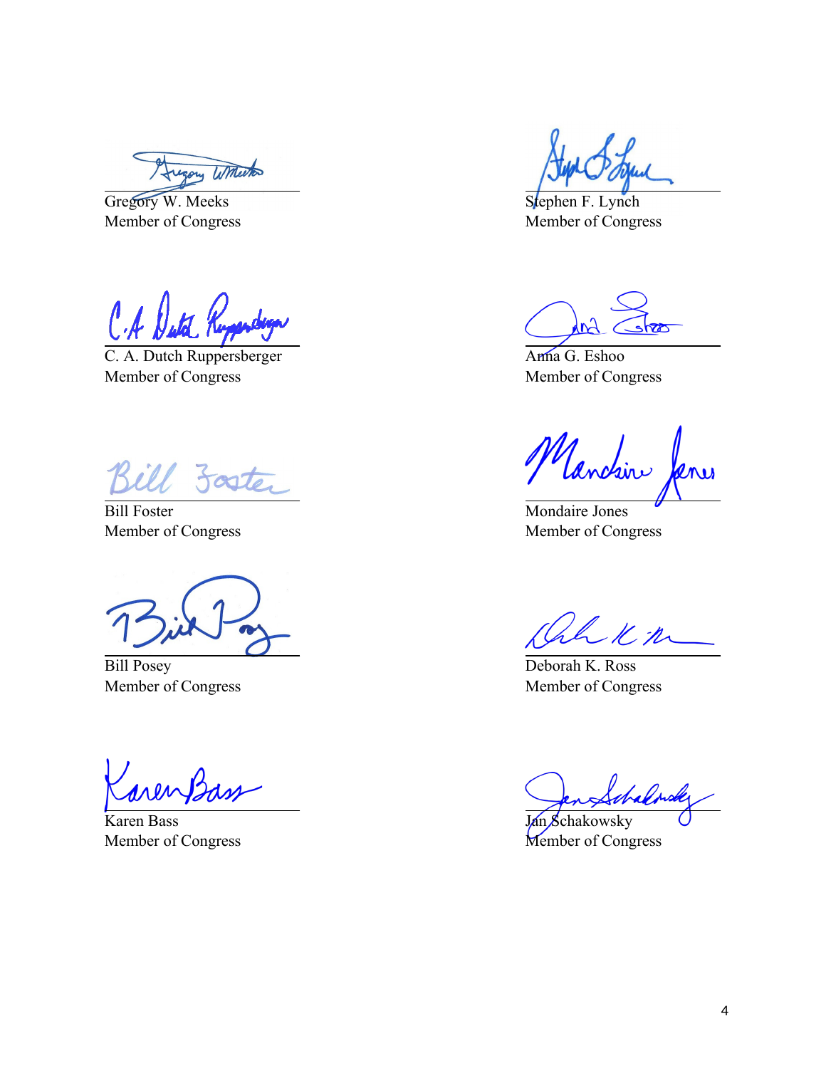Gregory W. Meeks
Member of Congress

Stephen F. Lynch
Member of Congress

C. A. Dutch Ruppersberger
Member of Congress

Anna G. Eshoo
Member of Congress

Bill Foster
Member of Congress

Mondaire Jones
Member of Congress

Bill Posey
Member of Congress

Deborah K. Ross
Member of Congress

Karen Bass
Member of Congress

Jan Schakowsky
Member of Congress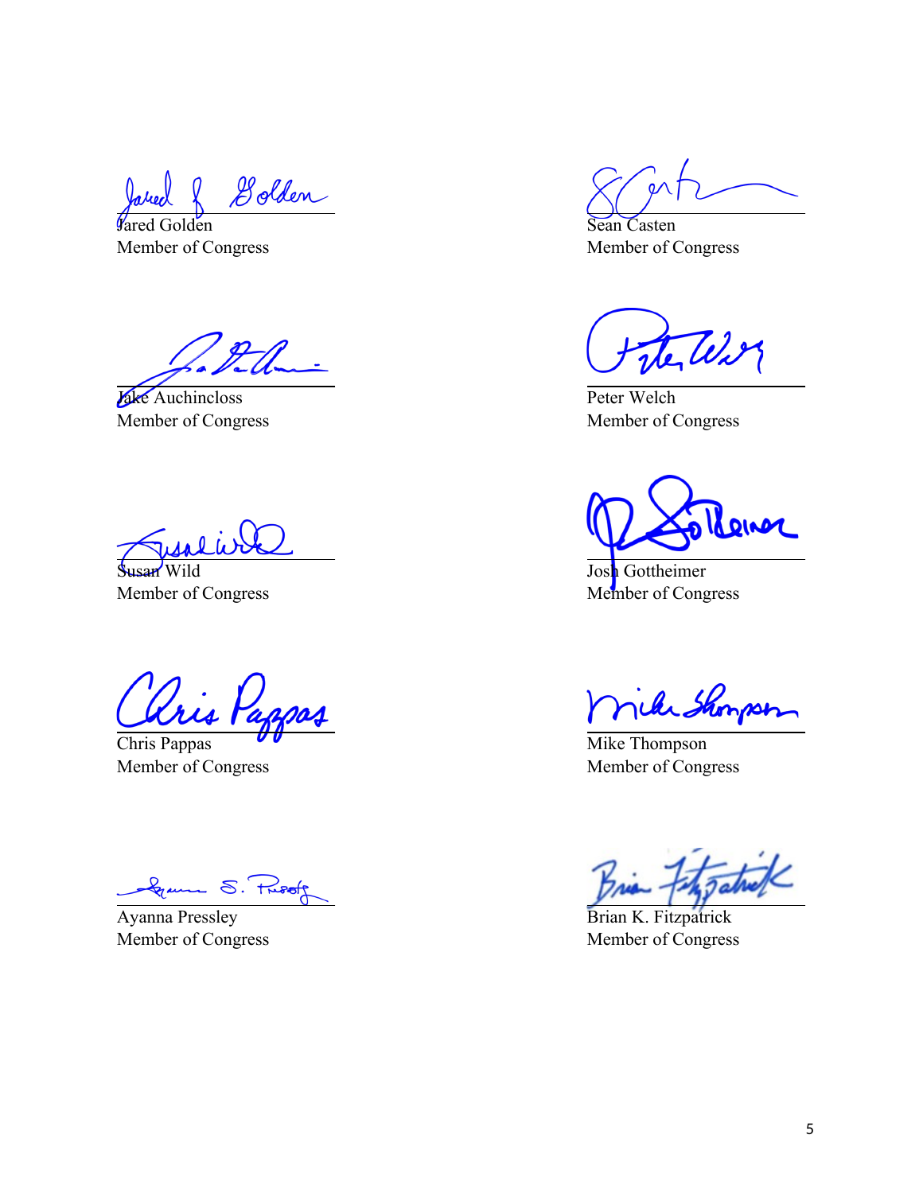Jared Golden
Member of Congress

Sean Casten
Member of Congress

Jake Auchincloss
Member of Congress

Peter Welch
Member of Congress

Susan Wild
Member of Congress

Josh Gottheimer
Member of Congress

Chris Pappas
Member of Congress

Mike Thompson
Member of Congress

Ayanna Pressley
Member of Congress

Brian K. Fitzpatrick
Member of Congress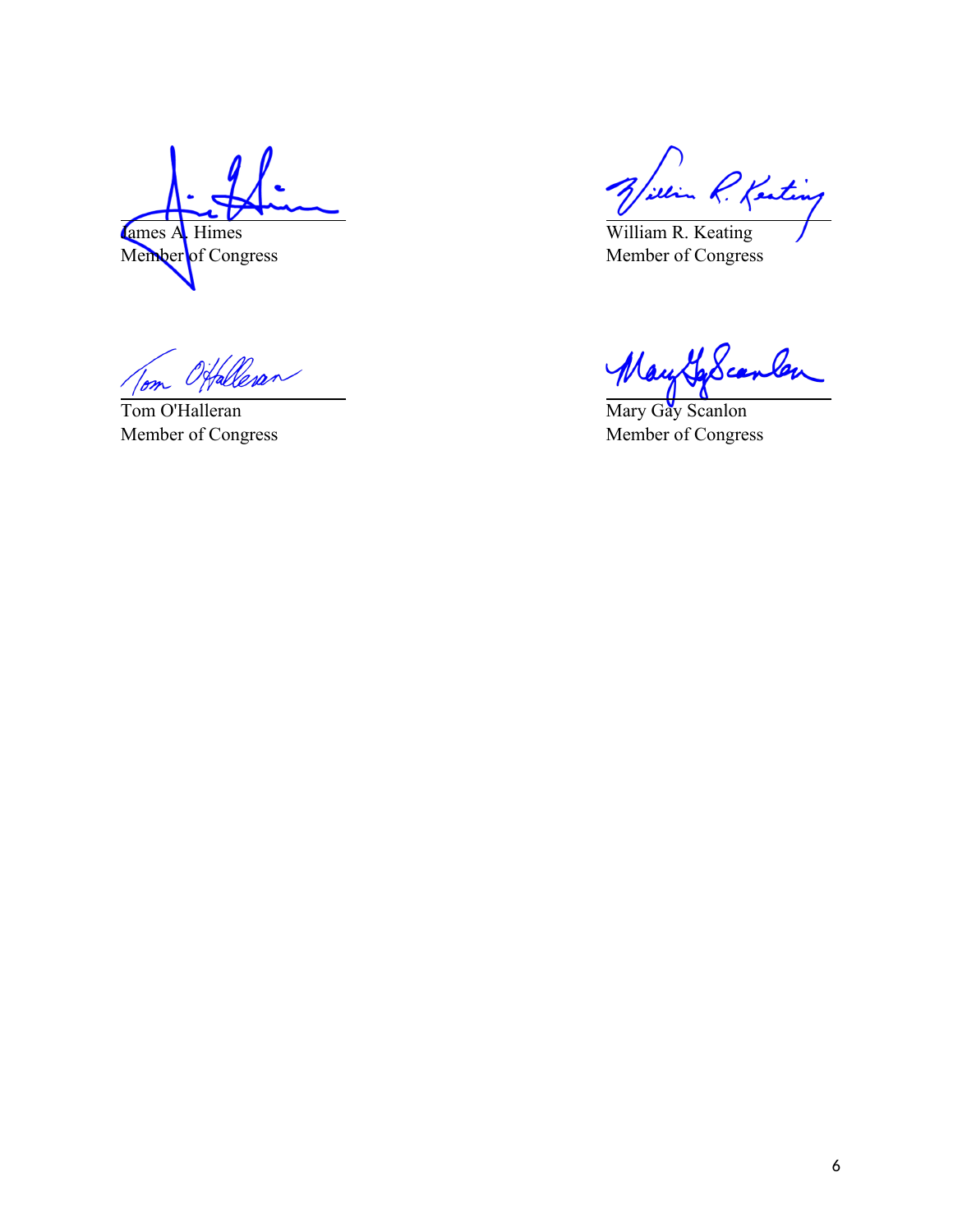James A. Himes
Member of Congress

William R. Keating
Member of Congress

Tom O'Halleran
Member of Congress

Mary Gay Scanlon
Member of Congress